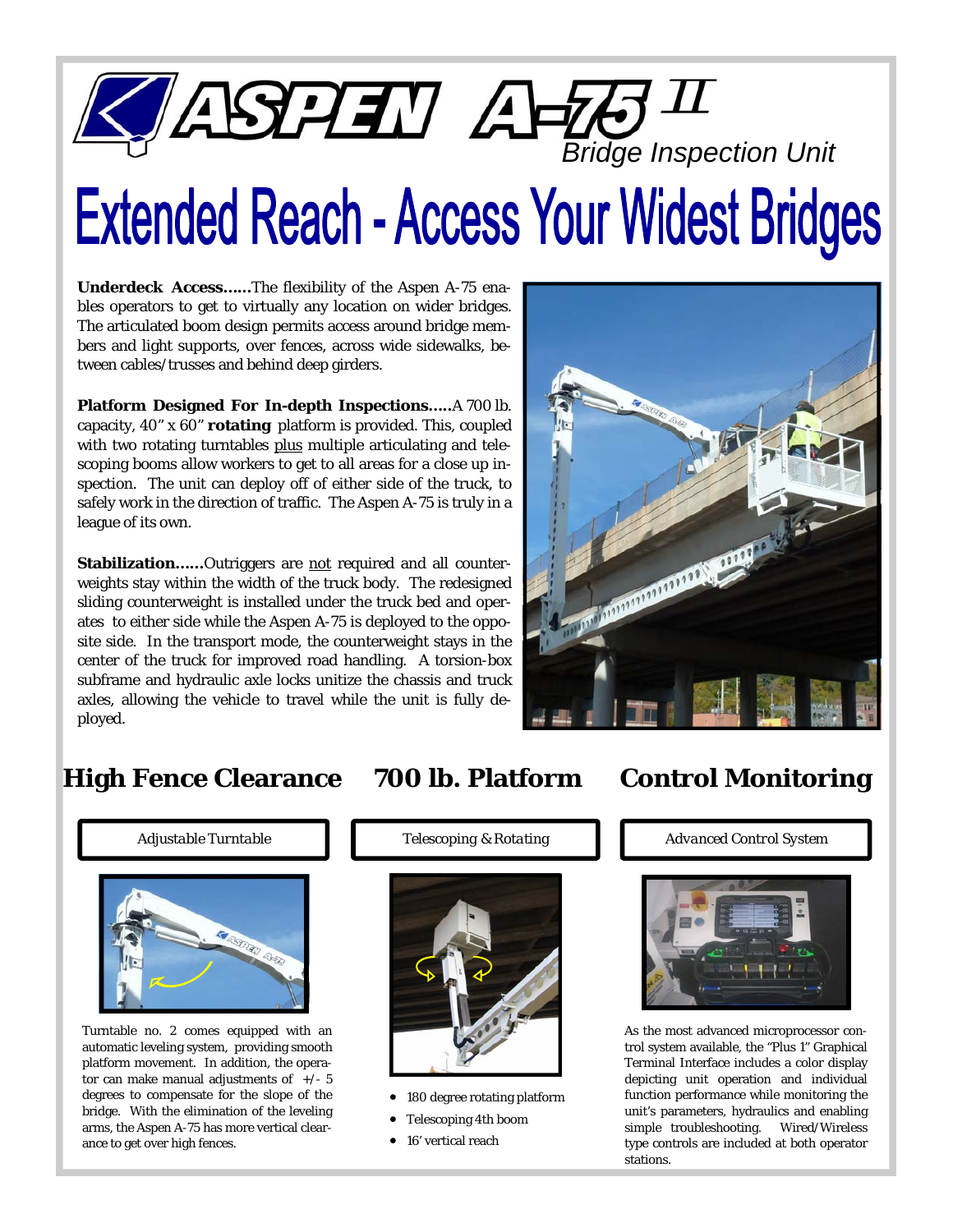# ASPEN A-75 II

*Bridge Inspection Unit*

# Extended Reach - Access Your Widest Bridges

**Underdeck Access……**The flexibility of the Aspen A-75 enables operators to get to virtually any location on wider bridges. The articulated boom design permits access around bridge members and light supports, over fences, across wide sidewalks, between cables/trusses and behind deep girders.

**Platform Designed For In-depth Inspections…..**A 700 lb. capacity, 40" x 60" **rotating** platform is provided. This, coupled with two rotating turntables plus multiple articulating and telescoping booms allow workers to get to all areas for a close up inspection. The unit can deploy off of either side of the truck, to safely work in the direction of traffic. The Aspen A-75 is truly in a league of its own.

**Stabilization……**Outriggers are not required and all counterweights stay within the width of the truck body. The redesigned sliding counterweight is installed under the truck bed and operates to either side while the Aspen A-75 is deployed to the opposite side. In the transport mode, the counterweight stays in the center of the truck for improved road handling. A torsion-box subframe and hydraulic axle locks unitize the chassis and truck axles, allowing the vehicle to travel while the unit is fully deployed.

## High Fence Clearance

*Adjustable Turntable*

Turntable no. 2 comes equipped with an automatic leveling system, providing smooth platform movement. In addition, the operator can make manual adjustments of +/- 5 degrees to compensate for the slope of the bridge. With the elimination of the leveling arms, the Aspen A-75 has more vertical clearance to get over high fences.

## 700 lb. Platform

*Telescoping & Rotating*

- 180 degree rotating platform
- Telescoping 4th boom
- 16' vertical reach

## Control Monitoring

*Advanced Control System*

As the most advanced microprocessor control system available, the "Plus 1" Graphical Terminal Interface includes a color display depicting unit operation and individual function performance while monitoring the unit's parameters, hydraulics and enabling simple troubleshooting. Wired/Wireless type controls are included at both operator stations.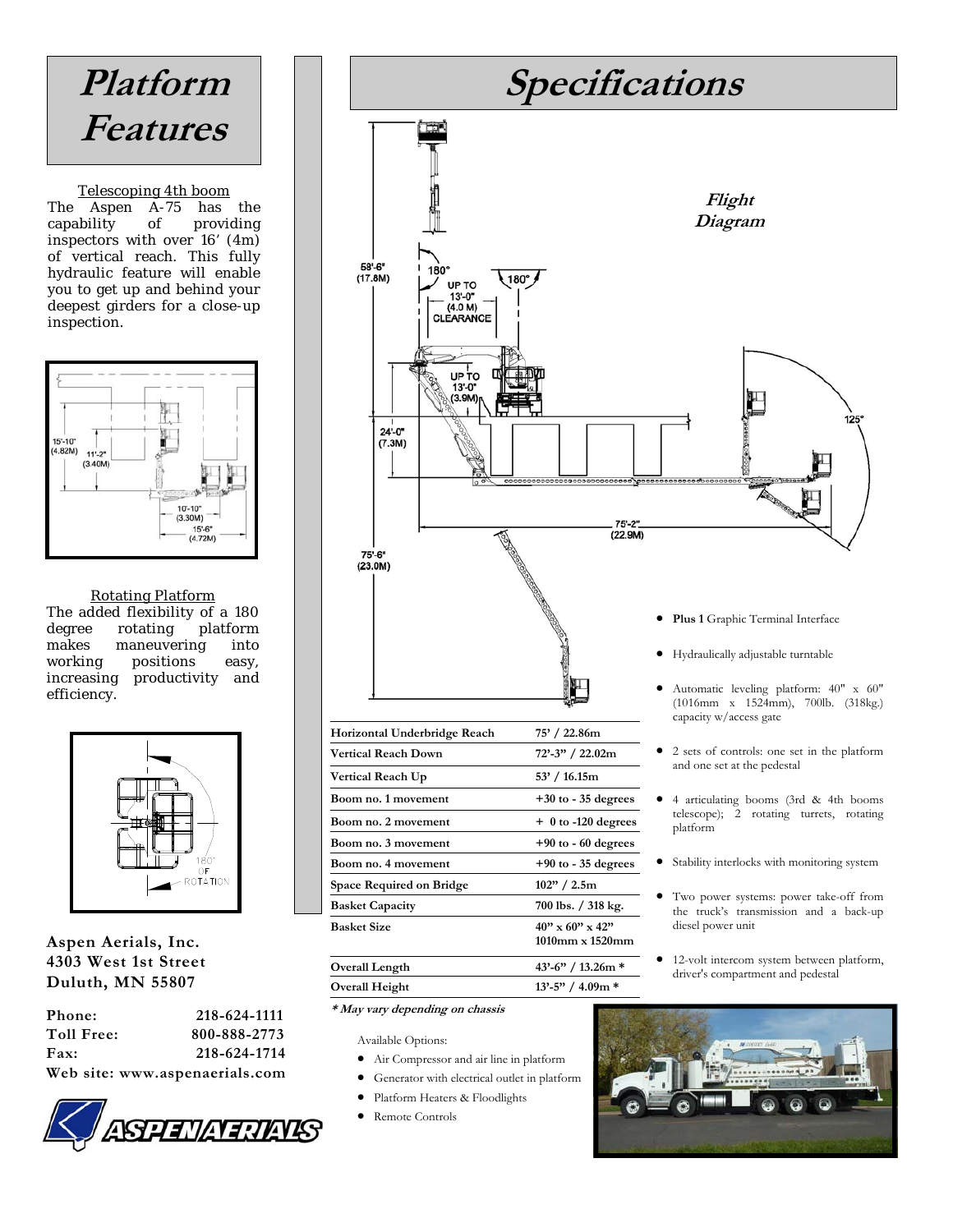# Platform Features

Telescoping 4th boom

The Aspen A-75 has the capability of providing inspectors with over 16' (4m) of vertical reach. This fully hydraulic feature will enable you to get up and behind your deepest girders for a close-up inspection.

15'-10" (4.82M)
11'-2" (3.40M)
10'-10" (3.30M)
15'-6" (4.72M)

Rotating Platform

The added flexibility of a 180 degree rotating platform makes maneuvering into working positions easy, increasing productivity and efficiency.

180° OF ROTATION

**Aspen Aerials, Inc.**
**4303 West 1st Street**
**Duluth, MN 55807**

**Phone:** 218-624-1111
**Toll Free:** 800-888-2773
**Fax:** 218-624-1714
**Web site: www.aspenaerials.com**

# Specifications

***Flight Diagram***

58'-6" (17.8M)
180°
180°
UP TO 13'-0" (4.0 M) CLEARANCE
UP TO 13'-0" (3.9M)
24'-0" (7.3M)
125°
75'-2" (22.9M)
75'-6" (23.0M)

| | |
|---|---|
| **Horizontal Underbridge Reach** | 75' / 22.86m |
| **Vertical Reach Down** | 72'-3" / 22.02m |
| **Vertical Reach Up** | 53' / 16.15m |
| **Boom no. 1 movement** | +30 to - 35 degrees |
| **Boom no. 2 movement** | + 0 to -120 degrees |
| **Boom no. 3 movement** | +90 to - 60 degrees |
| **Boom no. 4 movement** | +90 to - 35 degrees |
| **Space Required on Bridge** | 102" / 2.5m |
| **Basket Capacity** | 700 lbs. / 318 kg. |
| **Basket Size** | 40" x 60" x 42" 1010mm x 1520mm |
| **Overall Length** | 43'-6" / 13.26m * |
| **Overall Height** | 13'-5" / 4.09m * |

***\* May vary depending on chassis***

- **Plus 1** Graphic Terminal Interface
- Hydraulically adjustable turntable
- Automatic leveling platform: 40" x 60" (1016mm x 1524mm), 700lb. (318kg.) capacity w/access gate
- 2 sets of controls: one set in the platform and one set at the pedestal
- 4 articulating booms (3rd & 4th booms telescope); 2 rotating turrets, rotating platform
- Stability interlocks with monitoring system
- Two power systems: power take-off from the truck's transmission and a back-up diesel power unit
- 12-volt intercom system between platform, driver's compartment and pedestal

Available Options:

- Air Compressor and air line in platform
- Generator with electrical outlet in platform
- Platform Heaters & Floodlights
- Remote Controls